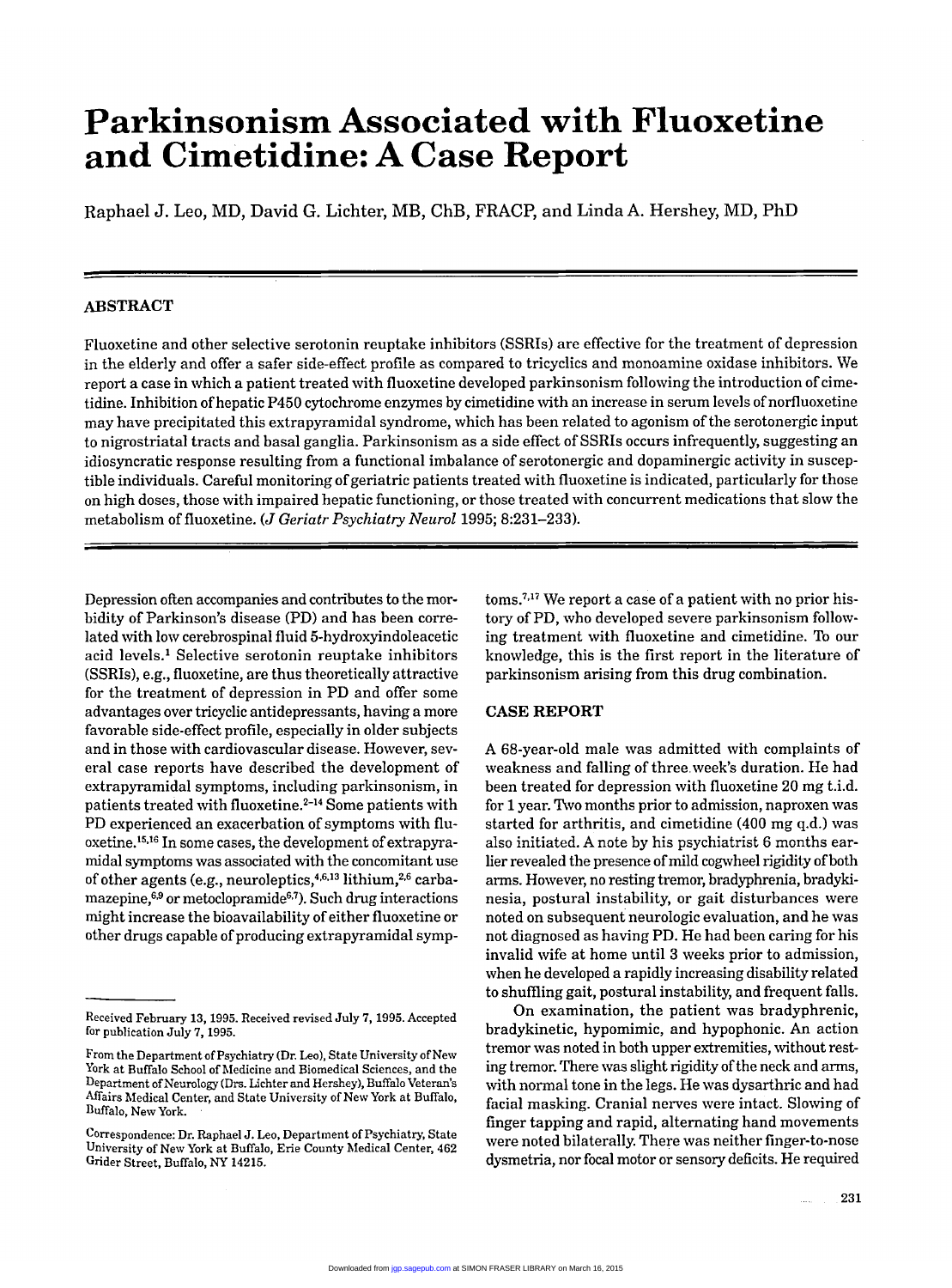# Parkinsonism Associated with Fluoxetine and Cimetidine: A Case Report

Raphael J. Leo, MD, David G. Lichter, MB, ChB, FRACP, and Linda A. Hershey, MD, PhD

## ABSTRACT

Fluoxetine and other selective serotonin reuptake inhibitors (SSRIs) are effective for the treatment of depression in the elderly and offer a safer side-effect profile as compared to tricyclics and monoamine oxidase inhibitors. We report a case in which a patient treated with fluoxetine developed parkinsonism following the introduction of cimetidine. Inhibition of hepatic P450 cytochrome enzymes by cimetidine with an increase in serum levels of norfluoxetine may have precipitated this extrapyramidal syndrome, which has been related to agonism of the serotonergic input to nigrostriatal tracts and basal ganglia. Parkinsonism as a side effect of SSRIs occurs infrequently, suggesting an idiosyncratic response resulting from a functional imbalance of serotonergic and dopaminergic activity in susceptible individuals. Careful monitoring of geriatric patients treated with fluoxetine is indicated, particularly for those on high doses, those with impaired hepatic functioning, or those treated with concurrent medications that slow the metabolism of fluoxetine. (*J Geriatr Psychiatry Neurol* 1995; 8:231–233).

Depression often accompanies and contributes to the morbidity of Parkinson's disease (PD) and has been correlated with low cerebrospinal fluid 5-hydroxyindoleacetic acid levels.[1] Selective serotonin reuptake inhibitors (SSRIs), e.g., fluoxetine, are thus theoretically attractive for the treatment of depression in PD and offer some advantages over tricyclic antidepressants, having a more favorable side-effect profile, especially in older subjects and in those with cardiovascular disease. However, several case reports have described the development of extrapyramidal symptoms, including parkinsonism, in patients treated with fluoxetine.[2–14] Some patients with PD experienced an exacerbation of symptoms with fluoxetine.[15,16] In some cases, the development of extrapyramidal symptoms was associated with the concomitant use of other agents (e.g., neuroleptics,[4,6,13] lithium,[2,6] carbamazepine,[6,9] or metoclopramide[6,7]). Such drug interactions might increase the bioavailability of either fluoxetine or other drugs capable of producing extrapyramidal symptoms.[7,17] We report a case of a patient with no prior history of PD, who developed severe parkinsonism following treatment with fluoxetine and cimetidine. To our knowledge, this is the first report in the literature of parkinsonism arising from this drug combination.

## CASE REPORT

A 68-year-old male was admitted with complaints of weakness and falling of three week's duration. He had been treated for depression with fluoxetine 20 mg t.i.d. for 1 year. Two months prior to admission, naproxen was started for arthritis, and cimetidine (400 mg q.d.) was also initiated. A note by his psychiatrist 6 months earlier revealed the presence of mild cogwheel rigidity of both arms. However, no resting tremor, bradyphrenia, bradykinesia, postural instability, or gait disturbances were noted on subsequent neurologic evaluation, and he was not diagnosed as having PD. He had been caring for his invalid wife at home until 3 weeks prior to admission, when he developed a rapidly increasing disability related to shuffling gait, postural instability, and frequent falls.

On examination, the patient was bradyphrenic, bradykinetic, hypomimic, and hypophonic. An action tremor was noted in both upper extremities, without resting tremor. There was slight rigidity of the neck and arms, with normal tone in the legs. He was dysarthric and had facial masking. Cranial nerves were intact. Slowing of finger tapping and rapid, alternating hand movements were noted bilaterally. There was neither finger-to-nose dysmetria, nor focal motor or sensory deficits. He required

Received February 13, 1995. Received revised July 7, 1995. Accepted for publication July 7, 1995.

From the Department of Psychiatry (Dr. Leo), State University of New York at Buffalo School of Medicine and Biomedical Sciences, and the Department of Neurology (Drs. Lichter and Hershey), Buffalo Veteran's Affairs Medical Center, and State University of New York at Buffalo, Buffalo, New York.

Correspondence: Dr. Raphael J. Leo, Department of Psychiatry, State University of New York at Buffalo, Erie County Medical Center, 462 Grider Street, Buffalo, NY 14215.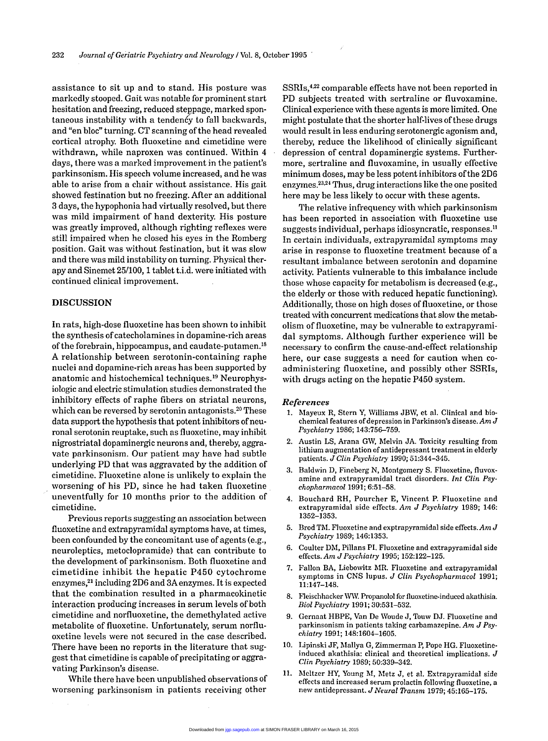assistance to sit up and to stand. His posture was markedly stooped. Gait was notable for prominent start hesitation and freezing, reduced steppage, marked spontaneous instability with a tendency to fall backwards, and "en bloc" turning. CT scanning of the head revealed cortical atrophy. Both fluoxetine and cimetidine were withdrawn, while naproxen was continued. Within 4 days, there was a marked improvement in the patient's parkinsonism. His speech volume increased, and he was able to arise from a chair without assistance. His gait showed festination but no freezing. After an additional 3 days, the hypophonia had virtually resolved, but there was mild impairment of hand dexterity. His posture was greatly improved, although righting reflexes were still impaired when he closed his eyes in the Romberg position. Gait was without festination, but it was slow and there was mild instability on turning. Physical therapy and Sinemet 25/100, 1 tablet t.i.d. were initiated with continued clinical improvement.

## DISCUSSION

In rats, high-dose fluoxetine has been shown to inhibit the synthesis of catecholamines in dopamine-rich areas of the forebrain, hippocampus, and caudate-putamen.[18] A relationship between serotonin-containing raphe nuclei and dopamine-rich areas has been supported by anatomic and histochemical techniques.[19] Neurophysiologic and electric stimulation studies demonstrated the inhibitory effects of raphe fibers on striatal neurons, which can be reversed by serotonin antagonists.[20] These data support the hypothesis that potent inhibitors of neuronal serotonin reuptake, such as fluoxetine, may inhibit nigrostriatal dopaminergic neurons and, thereby, aggravate parkinsonism. Our patient may have had subtle underlying PD that was aggravated by the addition of cimetidine. Fluoxetine alone is unlikely to explain the worsening of his PD, since he had taken fluoxetine uneventfully for 10 months prior to the addition of cimetidine.

Previous reports suggesting an association between fluoxetine and extrapyramidal symptoms have, at times, been confounded by the concomitant use of agents (e.g., neuroleptics, metoclopramide) that can contribute to the development of parkinsonism. Both fluoxetine and cimetidine inhibit the hepatic P450 cytochrome enzymes,[21] including 2D6 and 3A enzymes. It is expected that the combination resulted in a pharmacokinetic interaction producing increases in serum levels of both cimetidine and norfluoxetine, the demethylated active metabolite of fluoxetine. Unfortunately, serum norfluoxetine levels were not secured in the case described. There have been no reports in the literature that suggest that cimetidine is capable of precipitating or aggravating Parkinson's disease.

While there have been unpublished observations of worsening parkinsonism in patients receiving other SSRIs,[4,22] comparable effects have not been reported in PD subjects treated with sertraline or fluvoxamine. Clinical experience with these agents is more limited. One might postulate that the shorter half-lives of these drugs would result in less enduring serotonergic agonism and, thereby, reduce the likelihood of clinically significant depression of central dopaminergic systems. Furthermore, sertraline and fluvoxamine, in usually effective minimum doses, may be less potent inhibitors of the 2D6 enzymes.[23,24] Thus, drug interactions like the one posited here may be less likely to occur with these agents.

The relative infrequency with which parkinsonism has been reported in association with fluoxetine use suggests individual, perhaps idiosyncratic, responses.[11] In certain individuals, extrapyramidal symptoms may arise in response to fluoxetine treatment because of a resultant imbalance between serotonin and dopamine activity. Patients vulnerable to this imbalance include those whose capacity for metabolism is decreased (e.g., the elderly or those with reduced hepatic functioning). Additionally, those on high doses of fluoxetine, or those treated with concurrent medications that slow the metabolism of fluoxetine, may be vulnerable to extrapyramidal symptoms. Although further experience will be necessary to confirm the cause-and-effect relationship here, our case suggests a need for caution when coadministering fluoxetine, and possibly other SSRIs, with drugs acting on the hepatic P450 system.

### *References*

1. Mayeux R, Stern Y, Williams JBW, et al. Clinical and biochemical features of depression in Parkinson's disease. *Am J Psychiatry* 1986; 143:756–759.
2. Austin LS, Arana GW, Melvin JA. Toxicity resulting from lithium augmentation of antidepressant treatment in elderly patients. *J Clin Psychiatry* 1990; 51:344–345.
3. Baldwin D, Fineberg N, Montgomery S. Fluoxetine, fluvoxamine and extrapyramidal tract disorders. *Int Clin Psychopharmacol* 1991; 6:51–58.
4. Bouchard RH, Pourcher E, Vincent P. Fluoxetine and extrapyramidal side effects. *Am J Psychiatry* 1989; 146: 1352–1353.
5. Brod TM. Fluoxetine and exptrapyramidal side effects. *Am J Psychiatry* 1989; 146:1353.
6. Coulter DM, Pillans PI. Fluoxetine and extrapyramidal side effects. *Am J Psychiatry* 1995; 152:122–125.
7. Fallon BA, Liebowitz MR. Fluoxetine and extrapyramidal symptoms in CNS lupus. *J Clin Psychopharmacol* 1991; 11:147–148.
8. Fleischhacker WW. Propanolol for fluoxetine-induced akathisia. *Biol Psychiatry* 1991; 30:531–532.
9. Gernaat HBPE, Van De Woude J, Touw DJ. Fluoxetine and parkinsonism in patients taking carbamazepine. *Am J Psychiatry* 1991; 148:1604–1605.
10. Lipinski JF, Mallya G, Zimmerman P, Pope HG. Fluoxetine-induced akathisia: clinical and theoretical implications. *J Clin Psychiatry* 1989; 50:339–342.
11. Meltzer HY, Young M, Metz J, et al. Extrapyramidal side effects and increased serum prolactin following fluoxetine, a new antidepressant. *J Neural Transm* 1979; 45:165–175.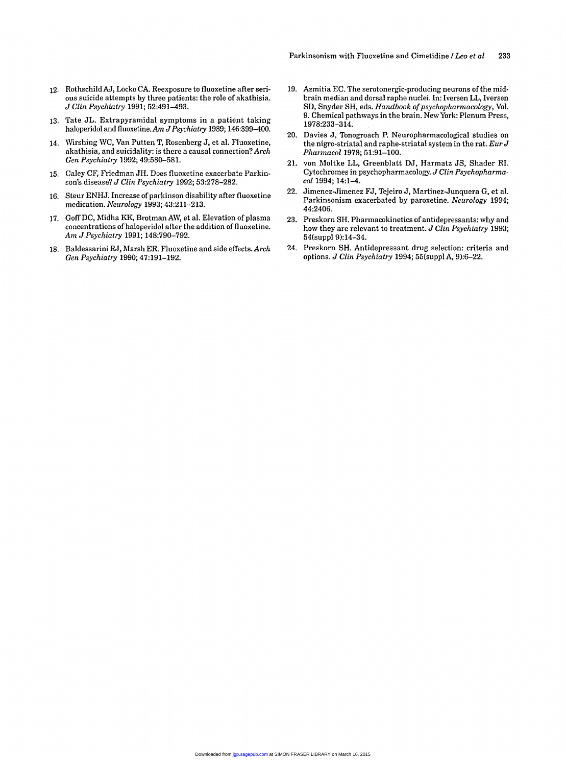12. Rothschild AJ, Locke CA. Reexposure to fluoxetine after serious suicide attempts by three patients: the role of akathisia. *J Clin Psychiatry* 1991; 52:491–493.
13. Tate JL. Extrapyramidal symptoms in a patient taking haloperidol and fluoxetine. *Am J Psychiatry* 1989; 146:399–400.
14. Wirshing WC, Van Putten T, Rosenberg J, et al. Fluoxetine, akathisia, and suicidality: is there a causal connection? *Arch Gen Psychiatry* 1992; 49:580–581.
15. Caley CF, Friedman JH. Does fluoxetine exacerbate Parkinson's disease? *J Clin Psychiatry* 1992; 53:278–282.
16. Steur ENHJ. Increase of parkinson disability after fluoxetine medication. *Neurology* 1993; 43:211–213.
17. Goff DC, Midha KK, Brotman AW, et al. Elevation of plasma concentrations of haloperidol after the addition of fluoxetine. *Am J Psychiatry* 1991; 148:790–792.
18. Baldessarini RJ, Marsh ER. Fluoxetine and side effects. *Arch Gen Psychiatry* 1990; 47:191–192.
19. Azmitia EC. The serotonergic-producing neurons of the midbrain median and dorsal raphe nuclei. In: Iversen LL, Iversen SD, Snyder SH, eds. *Handbook of psychopharmacology*, Vol. 9. Chemical pathways in the brain. New York: Plenum Press, 1978:233–314.
20. Davies J, Tonogroach P. Neuropharmacological studies on the nigro-striatal and raphe-striatal system in the rat. *Eur J Pharmacol* 1978; 51:91–100.
21. von Moltke LL, Greenblatt DJ, Harmatz JS, Shader RI. Cytochromes in psychopharmacology. *J Clin Psychopharmacol* 1994; 14:1–4.
22. Jimenez-Jimenez FJ, Tejeiro J, Martinez-Junquera G, et al. Parkinsonism exacerbated by paroxetine. *Neurology* 1994; 44:2406.
23. Preskorn SH. Pharmacokinetics of antidepressants: why and how they are relevant to treatment. *J Clin Psychiatry* 1993; 54(suppl 9):14–34.
24. Preskorn SH. Antidepressant drug selection: criteria and options. *J Clin Psychiatry* 1994; 55(suppl A, 9):6–22.